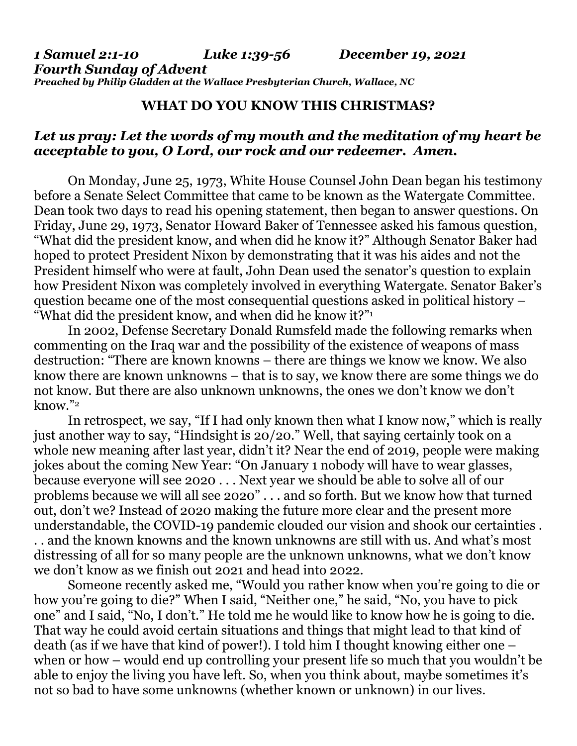***1 Samuel 2:1-10 Luke 1:39-56 December 19, 2021***
***Fourth Sunday of Advent***
***Preached by Philip Gladden at the Wallace Presbyterian Church, Wallace, NC***

**WHAT DO YOU KNOW THIS CHRISTMAS?**

***Let us pray: Let the words of my mouth and the meditation of my heart be acceptable to you, O Lord, our rock and our redeemer. Amen.***

On Monday, June 25, 1973, White House Counsel John Dean began his testimony before a Senate Select Committee that came to be known as the Watergate Committee. Dean took two days to read his opening statement, then began to answer questions. On Friday, June 29, 1973, Senator Howard Baker of Tennessee asked his famous question, "What did the president know, and when did he know it?" Although Senator Baker had hoped to protect President Nixon by demonstrating that it was his aides and not the President himself who were at fault, John Dean used the senator's question to explain how President Nixon was completely involved in everything Watergate. Senator Baker's question became one of the most consequential questions asked in political history – "What did the president know, and when did he know it?"[1]

In 2002, Defense Secretary Donald Rumsfeld made the following remarks when commenting on the Iraq war and the possibility of the existence of weapons of mass destruction: "There are known knowns – there are things we know we know. We also know there are known unknowns – that is to say, we know there are some things we do not know. But there are also unknown unknowns, the ones we don't know we don't know."[2]

In retrospect, we say, "If I had only known then what I know now," which is really just another way to say, "Hindsight is 20/20." Well, that saying certainly took on a whole new meaning after last year, didn't it? Near the end of 2019, people were making jokes about the coming New Year: "On January 1 nobody will have to wear glasses, because everyone will see 2020 . . . Next year we should be able to solve all of our problems because we will all see 2020" . . . and so forth. But we know how that turned out, don't we? Instead of 2020 making the future more clear and the present more understandable, the COVID-19 pandemic clouded our vision and shook our certainties . . . and the known knowns and the known unknowns are still with us. And what's most distressing of all for so many people are the unknown unknowns, what we don't know we don't know as we finish out 2021 and head into 2022.

Someone recently asked me, "Would you rather know when you're going to die or how you're going to die?" When I said, "Neither one," he said, "No, you have to pick one" and I said, "No, I don't." He told me he would like to know how he is going to die. That way he could avoid certain situations and things that might lead to that kind of death (as if we have that kind of power!). I told him I thought knowing either one – when or how – would end up controlling your present life so much that you wouldn't be able to enjoy the living you have left. So, when you think about, maybe sometimes it's not so bad to have some unknowns (whether known or unknown) in our lives.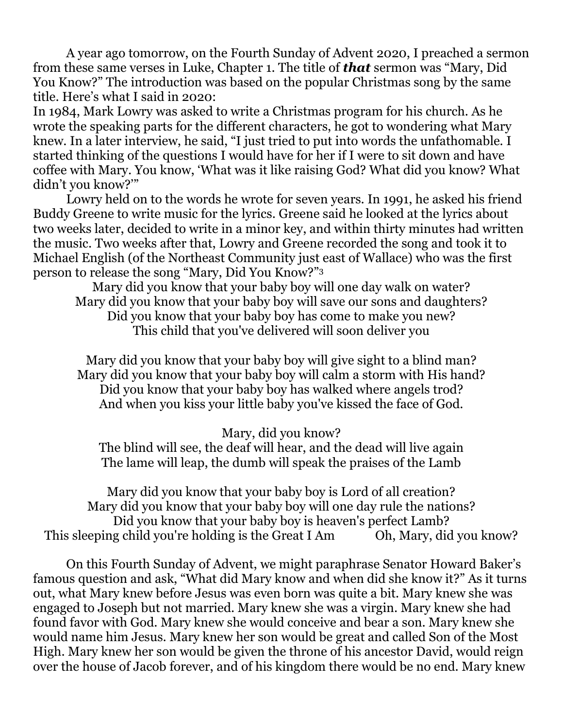A year ago tomorrow, on the Fourth Sunday of Advent 2020, I preached a sermon from these same verses in Luke, Chapter 1. The title of ***that*** sermon was "Mary, Did You Know?" The introduction was based on the popular Christmas song by the same title. Here's what I said in 2020:

In 1984, Mark Lowry was asked to write a Christmas program for his church. As he wrote the speaking parts for the different characters, he got to wondering what Mary knew. In a later interview, he said, "I just tried to put into words the unfathomable. I started thinking of the questions I would have for her if I were to sit down and have coffee with Mary. You know, 'What was it like raising God? What did you know? What didn't you know?'"

Lowry held on to the words he wrote for seven years. In 1991, he asked his friend Buddy Greene to write music for the lyrics. Greene said he looked at the lyrics about two weeks later, decided to write in a minor key, and within thirty minutes had written the music. Two weeks after that, Lowry and Greene recorded the song and took it to Michael English (of the Northeast Community just east of Wallace) who was the first person to release the song "Mary, Did You Know?"[3]

Mary did you know that your baby boy will one day walk on water?
Mary did you know that your baby boy will save our sons and daughters?
Did you know that your baby boy has come to make you new?
This child that you've delivered will soon deliver you

Mary did you know that your baby boy will give sight to a blind man?
Mary did you know that your baby boy will calm a storm with His hand?
Did you know that your baby boy has walked where angels trod?
And when you kiss your little baby you've kissed the face of God.

Mary, did you know?
The blind will see, the deaf will hear, and the dead will live again
The lame will leap, the dumb will speak the praises of the Lamb

Mary did you know that your baby boy is Lord of all creation?
Mary did you know that your baby boy will one day rule the nations?
Did you know that your baby boy is heaven's perfect Lamb?
This sleeping child you're holding is the Great I Am Oh, Mary, did you know?

On this Fourth Sunday of Advent, we might paraphrase Senator Howard Baker's famous question and ask, "What did Mary know and when did she know it?" As it turns out, what Mary knew before Jesus was even born was quite a bit. Mary knew she was engaged to Joseph but not married. Mary knew she was a virgin. Mary knew she had found favor with God. Mary knew she would conceive and bear a son. Mary knew she would name him Jesus. Mary knew her son would be great and called Son of the Most High. Mary knew her son would be given the throne of his ancestor David, would reign over the house of Jacob forever, and of his kingdom there would be no end. Mary knew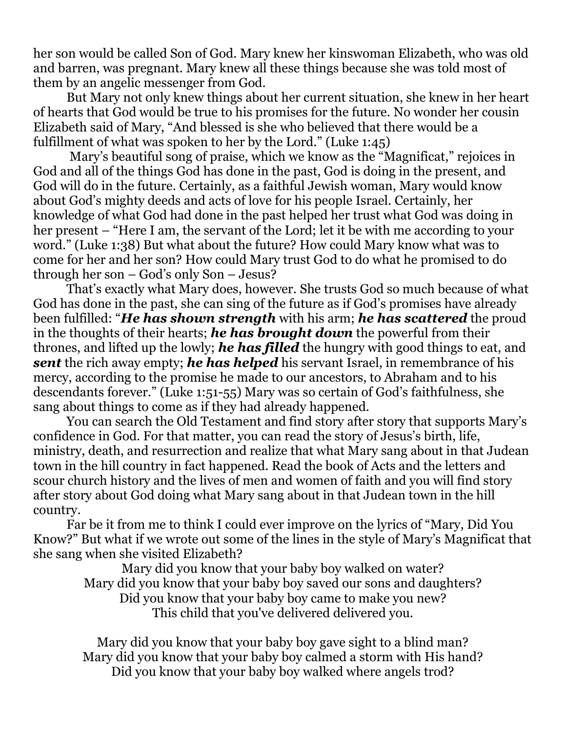her son would be called Son of God. Mary knew her kinswoman Elizabeth, who was old and barren, was pregnant. Mary knew all these things because she was told most of them by an angelic messenger from God.

But Mary not only knew things about her current situation, she knew in her heart of hearts that God would be true to his promises for the future. No wonder her cousin Elizabeth said of Mary, "And blessed is she who believed that there would be a fulfillment of what was spoken to her by the Lord." (Luke 1:45)

Mary's beautiful song of praise, which we know as the "Magnificat," rejoices in God and all of the things God has done in the past, God is doing in the present, and God will do in the future. Certainly, as a faithful Jewish woman, Mary would know about God's mighty deeds and acts of love for his people Israel. Certainly, her knowledge of what God had done in the past helped her trust what God was doing in her present – "Here I am, the servant of the Lord; let it be with me according to your word." (Luke 1:38) But what about the future? How could Mary know what was to come for her and her son? How could Mary trust God to do what he promised to do through her son – God's only Son – Jesus?

That's exactly what Mary does, however. She trusts God so much because of what God has done in the past, she can sing of the future as if God's promises have already been fulfilled: "***He has shown strength*** with his arm; ***he has scattered*** the proud in the thoughts of their hearts; ***he has brought down*** the powerful from their thrones, and lifted up the lowly; ***he has filled*** the hungry with good things to eat, and ***sent*** the rich away empty; ***he has helped*** his servant Israel, in remembrance of his mercy, according to the promise he made to our ancestors, to Abraham and to his descendants forever." (Luke 1:51-55) Mary was so certain of God's faithfulness, she sang about things to come as if they had already happened.

You can search the Old Testament and find story after story that supports Mary's confidence in God. For that matter, you can read the story of Jesus's birth, life, ministry, death, and resurrection and realize that what Mary sang about in that Judean town in the hill country in fact happened. Read the book of Acts and the letters and scour church history and the lives of men and women of faith and you will find story after story about God doing what Mary sang about in that Judean town in the hill country.

Far be it from me to think I could ever improve on the lyrics of "Mary, Did You Know?" But what if we wrote out some of the lines in the style of Mary's Magnificat that she sang when she visited Elizabeth?

Mary did you know that your baby boy walked on water?
Mary did you know that your baby boy saved our sons and daughters?
Did you know that your baby boy came to make you new?
This child that you've delivered delivered you.

Mary did you know that your baby boy gave sight to a blind man?
Mary did you know that your baby boy calmed a storm with His hand?
Did you know that your baby boy walked where angels trod?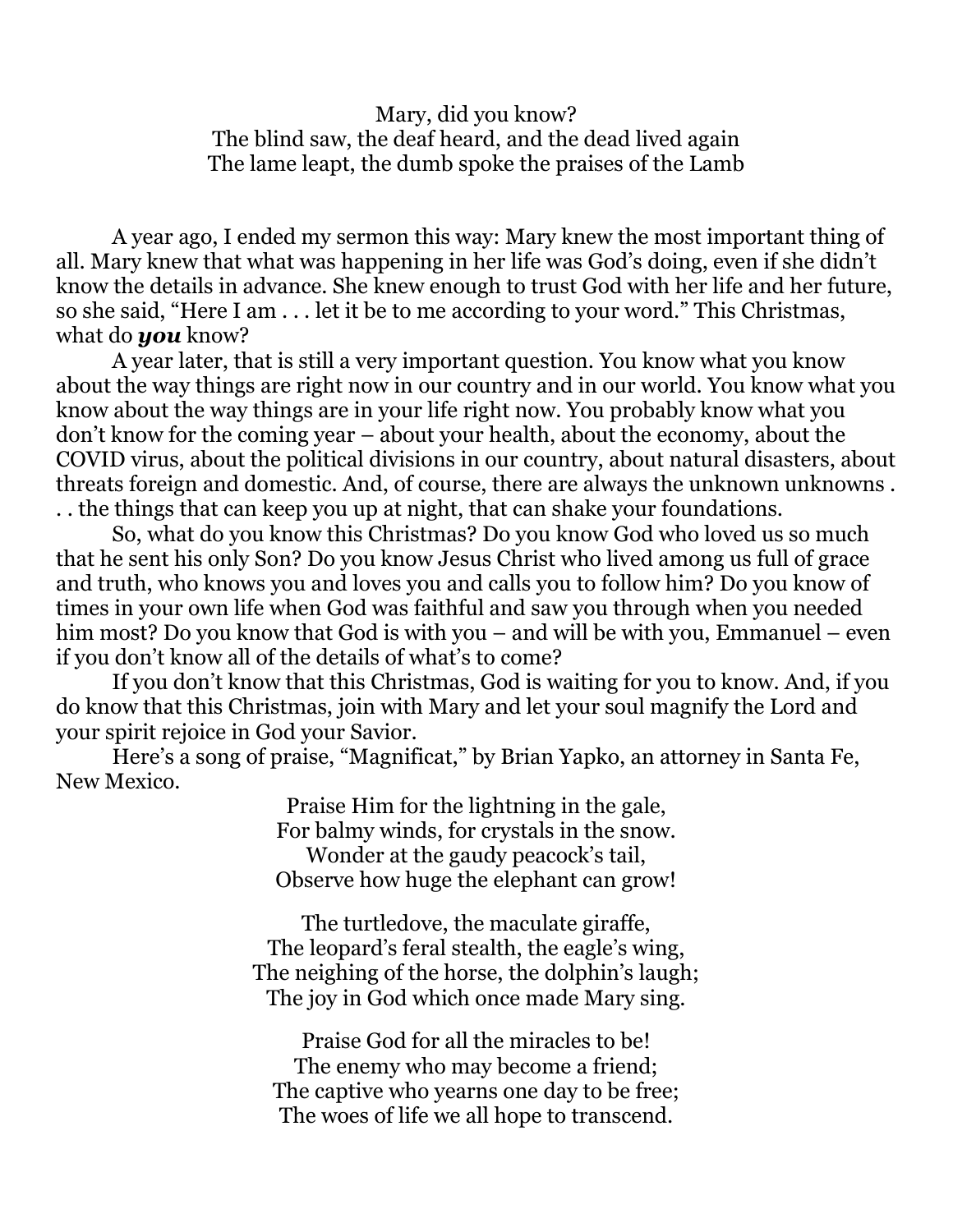Mary, did you know?  
The blind saw, the deaf heard, and the dead lived again  
The lame leapt, the dumb spoke the praises of the Lamb

A year ago, I ended my sermon this way: Mary knew the most important thing of all. Mary knew that what was happening in her life was God's doing, even if she didn't know the details in advance. She knew enough to trust God with her life and her future, so she said, "Here I am . . . let it be to me according to your word." This Christmas, what do ***you*** know?

A year later, that is still a very important question. You know what you know about the way things are right now in our country and in our world. You know what you know about the way things are in your life right now. You probably know what you don't know for the coming year – about your health, about the economy, about the COVID virus, about the political divisions in our country, about natural disasters, about threats foreign and domestic. And, of course, there are always the unknown unknowns . . . the things that can keep you up at night, that can shake your foundations.

So, what do you know this Christmas? Do you know God who loved us so much that he sent his only Son? Do you know Jesus Christ who lived among us full of grace and truth, who knows you and loves you and calls you to follow him? Do you know of times in your own life when God was faithful and saw you through when you needed him most? Do you know that God is with you – and will be with you, Emmanuel – even if you don't know all of the details of what's to come?

If you don't know that this Christmas, God is waiting for you to know. And, if you do know that this Christmas, join with Mary and let your soul magnify the Lord and your spirit rejoice in God your Savior.

Here's a song of praise, "Magnificat," by Brian Yapko, an attorney in Santa Fe, New Mexico.

Praise Him for the lightning in the gale,  
For balmy winds, for crystals in the snow.  
Wonder at the gaudy peacock's tail,  
Observe how huge the elephant can grow!

The turtledove, the maculate giraffe,  
The leopard's feral stealth, the eagle's wing,  
The neighing of the horse, the dolphin's laugh;  
The joy in God which once made Mary sing.

Praise God for all the miracles to be!  
The enemy who may become a friend;  
The captive who yearns one day to be free;  
The woes of life we all hope to transcend.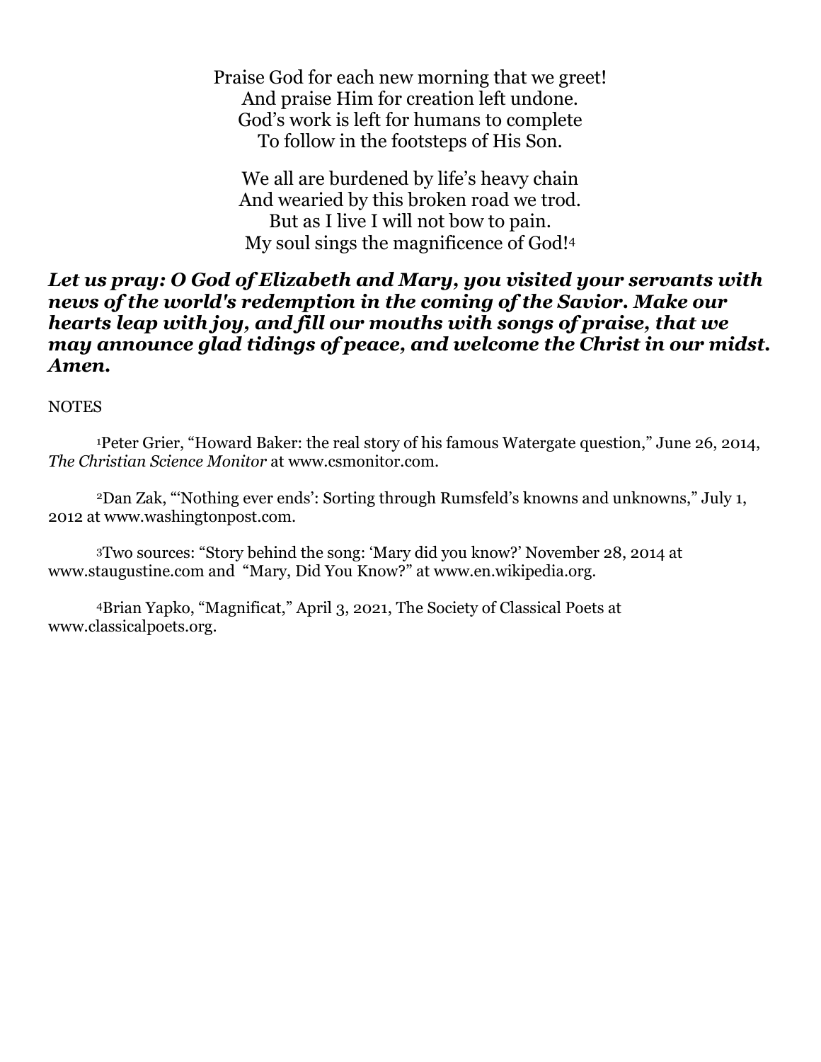Praise God for each new morning that we greet!
And praise Him for creation left undone.
God's work is left for humans to complete
To follow in the footsteps of His Son.

We all are burdened by life's heavy chain
And wearied by this broken road we trod.
But as I live I will not bow to pain.
My soul sings the magnificence of God![4]

***Let us pray: O God of Elizabeth and Mary, you visited your servants with news of the world's redemption in the coming of the Savior. Make our hearts leap with joy, and fill our mouths with songs of praise, that we may announce glad tidings of peace, and welcome the Christ in our midst. Amen.***

NOTES

[1]Peter Grier, "Howard Baker: the real story of his famous Watergate question," June 26, 2014, *The Christian Science Monitor* at www.csmonitor.com.

[2]Dan Zak, "'Nothing ever ends': Sorting through Rumsfeld's knowns and unknowns," July 1, 2012 at www.washingtonpost.com.

[3]Two sources: "Story behind the song: 'Mary did you know?' November 28, 2014 at www.staugustine.com and "Mary, Did You Know?" at www.en.wikipedia.org.

[4]Brian Yapko, "Magnificat," April 3, 2021, The Society of Classical Poets at www.classicalpoets.org.